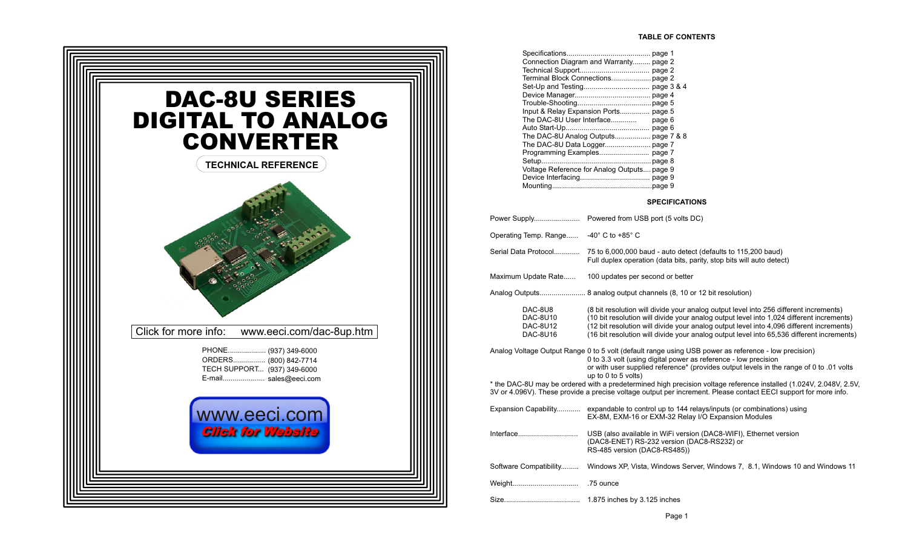# DAC-8U SERIES DIGITAL TO ANALOG CONVERTER

## TECHNICAL REFERENCE

Click for more info: www.eeci.com/dac-8up.htm

PHONE.................. (937) 349-6000
ORDERS................ (800) 842-7714
TECH SUPPORT... (937) 349-6000
E-mail..................... sales@eeci.com

www.eeci.com
*Click for Website*

### TABLE OF CONTENTS

Specifications.......................................... page 1
Connection Diagram and Warranty......... page 2
Technical Support.................................. page 2
Terminal Block Connections.................... page 2
Set-Up and Testing................................. page 3 & 4
Device Manager...................................... page 4
Trouble-Shooting..................................... page 5
Input & Relay Expansion Ports............... page 5
The DAC-8U User Interface............. page 6
Auto Start-Up.......................................... page 6
The DAC-8U Analog Outputs.................. page 7 & 8
The DAC-8U Data Logger....................... page 7
Programming Examples......................... page 7
Setup....................................................... page 8
Voltage Reference for Analog Outputs.... page 9
Device Interfacing................................... page 9
Mounting..................................................page 9

### SPECIFICATIONS

Power Supply....................... Powered from USB port (5 volts DC)

Operating Temp. Range...... -40° C to +85° C

Serial Data Protocol............ 75 to 6,000,000 baud - auto detect (defaults to 115,200 baud)
Full duplex operation (data bits, parity, stop bits will auto detect)

Maximum Update Rate...... 100 updates per second or better

Analog Outputs....................... 8 analog output channels (8, 10 or 12 bit resolution)

| | |
|---|---|
| DAC-8U8 | (8 bit resolution will divide your analog output level into 256 different increments) |
| DAC-8U10 | (10 bit resolution will divide your analog output level into 1,024 different increments) |
| DAC-8U12 | (12 bit resolution will divide your analog output level into 4,096 different increments) |
| DAC-8U16 | (16 bit resolution will divide your analog output level into 65,536 different increments) |

Analog Voltage Output Range 0 to 5 volt (default range using USB power as reference - low precision)
0 to 3.3 volt (using digital power as reference - low precision
or with user supplied reference* (provides output levels in the range of 0 to .01 volts up to 0 to 5 volts)

\* the DAC-8U may be ordered with a predetermined high precision voltage reference installed (1.024V, 2.048V, 2.5V, 3V or 4.096V). These provide a precise voltage output per increment. Please contact EECI support for more info.

Expansion Capability............ expandable to control up to 144 relays/inputs (or combinations) using EX-8M, EXM-16 or EXM-32 Relay I/O Expansion Modules

Interface.............................. USB (also available in WiFi version (DAC8-WIFI), Ethernet version (DAC8-ENET) RS-232 version (DAC8-RS232) or RS-485 version (DAC8-RS485))

Software Compatibility......... Windows XP, Vista, Windows Server, Windows 7, 8.1, Windows 10 and Windows 11

Weight................................ .75 ounce

Size..................................... 1.875 inches by 3.125 inches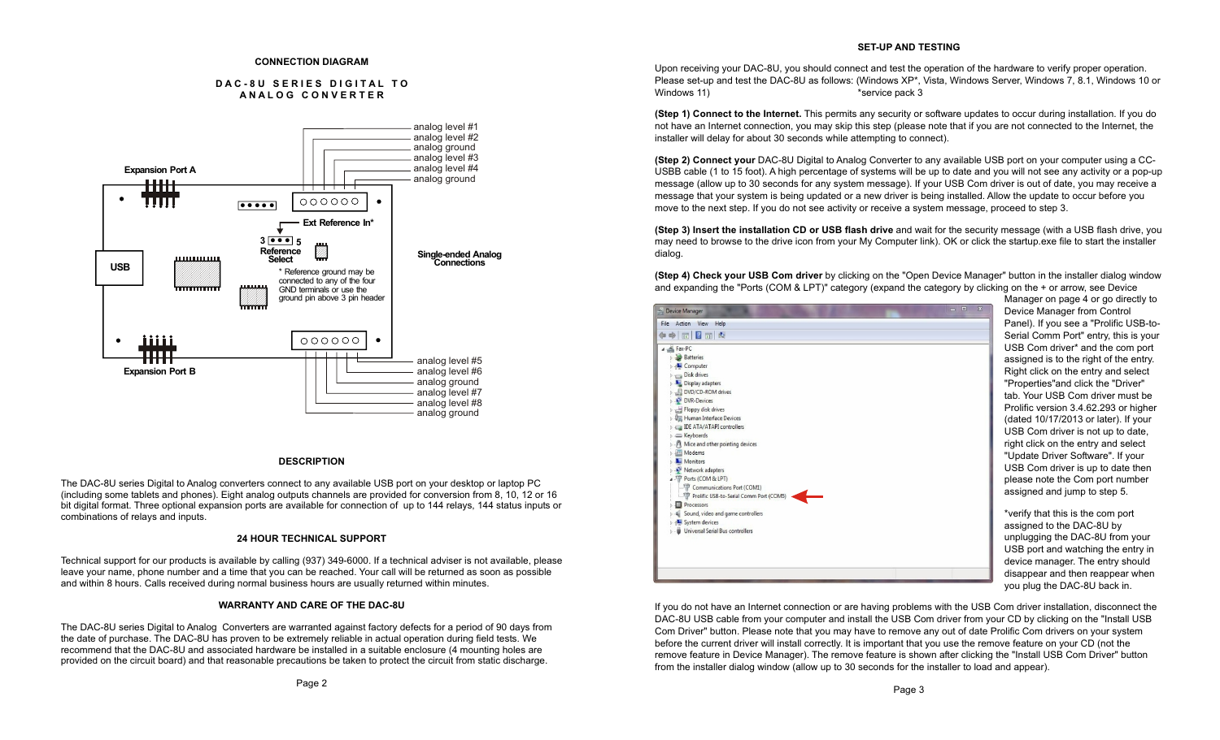## CONNECTION DIAGRAM

**DAC-8U SERIES DIGITAL TO ANALOG CONVERTER**

Expansion Port A

analog level #1
analog level #2
analog ground
analog level #3
analog level #4
analog ground

Ext Reference In*

3 5
Reference Select

USB

Single-ended Analog Connections

* Reference ground may be connected to any of the four GND terminals or use the ground pin above 3 pin header

Expansion Port B

analog level #5
analog level #6
analog ground
analog level #7
analog level #8
analog ground

## DESCRIPTION

The DAC-8U series Digital to Analog converters connect to any available USB port on your desktop or laptop PC (including some tablets and phones). Eight analog outputs channels are provided for conversion from 8, 10, 12 or 16 bit digital format. Three optional expansion ports are available for connection of up to 144 relays, 144 status inputs or combinations of relays and inputs.

## 24 HOUR TECHNICAL SUPPORT

Technical support for our products is available by calling (937) 349-6000. If a technical adviser is not available, please leave your name, phone number and a time that you can be reached. Your call will be returned as soon as possible and within 8 hours. Calls received during normal business hours are usually returned within minutes.

## WARRANTY AND CARE OF THE DAC-8U

The DAC-8U series Digital to Analog Converters are warranted against factory defects for a period of 90 days from the date of purchase. The DAC-8U has proven to be extremely reliable in actual operation during field tests. We recommend that the DAC-8U and associated hardware be installed in a suitable enclosure (4 mounting holes are provided on the circuit board) and that reasonable precautions be taken to protect the circuit from static discharge.

## SET-UP AND TESTING

Upon receiving your DAC-8U, you should connect and test the operation of the hardware to verify proper operation. Please set-up and test the DAC-8U as follows: (Windows XP*, Vista, Windows Server, Windows 7, 8.1, Windows 10 or Windows 11) *service pack 3

**(Step 1) Connect to the Internet.** This permits any security or software updates to occur during installation. If you do not have an Internet connection, you may skip this step (please note that if you are not connected to the Internet, the installer will delay for about 30 seconds while attempting to connect).

**(Step 2) Connect your** DAC-8U Digital to Analog Converter to any available USB port on your computer using a CC-USBB cable (1 to 15 foot). A high percentage of systems will be up to date and you will not see any activity or a pop-up message (allow up to 30 seconds for any system message). If your USB Com driver is out of date, you may receive a message that your system is being updated or a new driver is being installed. Allow the update to occur before you move to the next step. If you do not see activity or receive a system message, proceed to step 3.

**(Step 3) Insert the installation CD or USB flash drive** and wait for the security message (with a USB flash drive, you may need to browse to the drive icon from your My Computer link). OK or click the startup.exe file to start the installer dialog.

**(Step 4) Check your USB Com driver** by clicking on the "Open Device Manager" button in the installer dialog window and expanding the "Ports (COM & LPT)" category (expand the category by clicking on the + or arrow, see Device Manager on page 4 or go directly to Device Manager from Control Panel). If you see a "Prolific USB-to-Serial Comm Port" entry, this is your USB Com driver* and the com port assigned is to the right of the entry. Right click on the entry and select "Properties"and click the "Driver" tab. Your USB Com driver must be Prolific version 3.4.62.293 or higher (dated 10/17/2013 or later). If your USB Com driver is not up to date, right click on the entry and select "Update Driver Software". If your USB Com driver is up to date then please note the Com port number assigned and jump to step 5.

*verify that this is the com port assigned to the DAC-8U by unplugging the DAC-8U from your USB port and watching the entry in device manager. The entry should disappear and then reappear when you plug the DAC-8U back in.

If you do not have an Internet connection or are having problems with the USB Com driver installation, disconnect the DAC-8U USB cable from your computer and install the USB Com driver from your CD by clicking on the "Install USB Com Driver" button. Please note that you may have to remove any out of date Prolific Com drivers on your system before the current driver will install correctly. It is important that you use the remove feature on your CD (not the remove feature in Device Manager). The remove feature is shown after clicking the "Install USB Com Driver" button from the installer dialog window (allow up to 30 seconds for the installer to load and appear).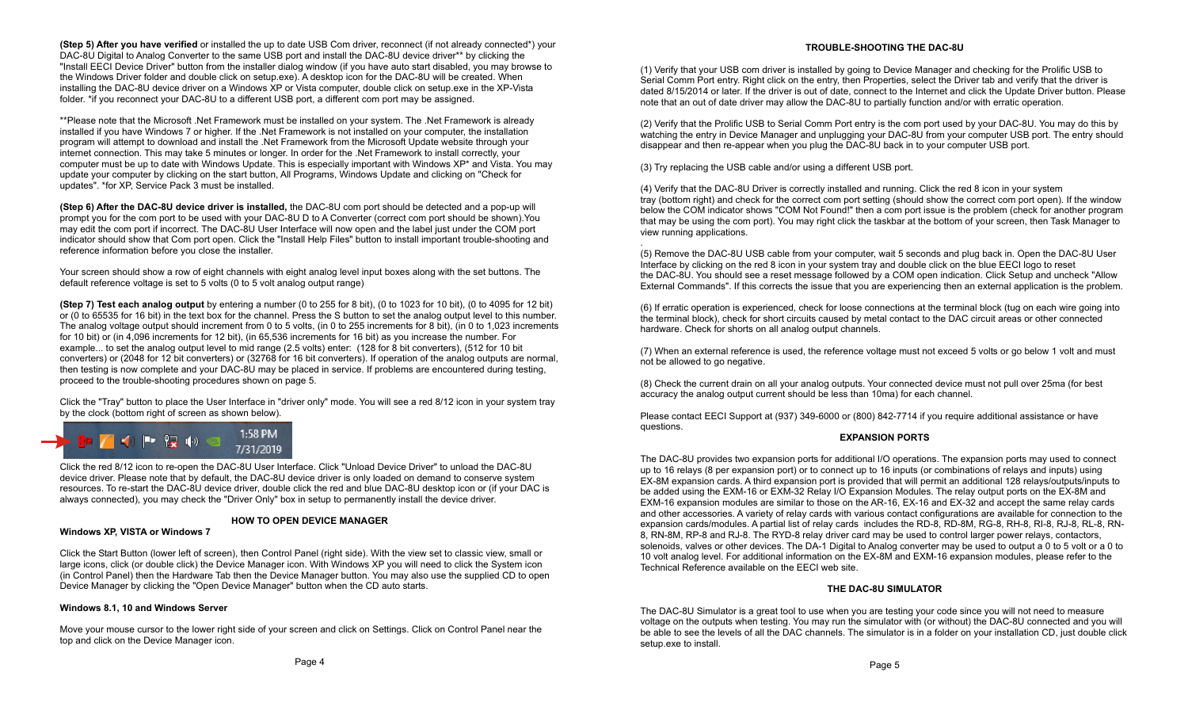**(Step 5) After you have verified** or installed the up to date USB Com driver, reconnect (if not already connected*) your DAC-8U Digital to Analog Converter to the same USB port and install the DAC-8U device driver** by clicking the "Install EECI Device Driver" button from the installer dialog window (if you have auto start disabled, you may browse to the Windows Driver folder and double click on setup.exe). A desktop icon for the DAC-8U will be created. When installing the DAC-8U device driver on a Windows XP or Vista computer, double click on setup.exe in the XP-Vista folder. *if you reconnect your DAC-8U to a different USB port, a different com port may be assigned.

**Please note that the Microsoft .Net Framework must be installed on your system. The .Net Framework is already installed if you have Windows 7 or higher. If the .Net Framework is not installed on your computer, the installation program will attempt to download and install the .Net Framework from the Microsoft Update website through your internet connection. This may take 5 minutes or longer. In order for the .Net Framework to install correctly, your computer must be up to date with Windows Update. This is especially important with Windows XP* and Vista. You may update your computer by clicking on the start button, All Programs, Windows Update and clicking on "Check for updates". *for XP, Service Pack 3 must be installed.

**(Step 6) After the DAC-8U device driver is installed,** the DAC-8U com port should be detected and a pop-up will prompt you for the com port to be used with your DAC-8U D to A Converter (correct com port should be shown).You may edit the com port if incorrect. The DAC-8U User Interface will now open and the label just under the COM port indicator should show that Com port open. Click the "Install Help Files" button to install important trouble-shooting and reference information before you close the installer.

Your screen should show a row of eight channels with eight analog level input boxes along with the set buttons. The default reference voltage is set to 5 volts (0 to 5 volt analog output range)

**(Step 7) Test each analog output** by entering a number (0 to 255 for 8 bit), (0 to 1023 for 10 bit), (0 to 4095 for 12 bit) or (0 to 65535 for 16 bit) in the text box for the channel. Press the S button to set the analog output level to this number. The analog voltage output should increment from 0 to 5 volts, (in 0 to 255 increments for 8 bit), (in 0 to 1,023 increments for 10 bit) or (in 4,096 increments for 12 bit), (in 65,536 increments for 16 bit) as you increase the number. For example... to set the analog output level to mid range (2.5 volts) enter: (128 for 8 bit converters), (512 for 10 bit converters) or (2048 for 12 bit converters) or (32768 for 16 bit converters). If operation of the analog outputs are normal, then testing is now complete and your DAC-8U may be placed in service. If problems are encountered during testing, proceed to the trouble-shooting procedures shown on page 5.

Click the "Tray" button to place the User Interface in "driver only" mode. You will see a red 8/12 icon in your system tray by the clock (bottom right of screen as shown below).

Click the red 8/12 icon to re-open the DAC-8U User Interface. Click "Unload Device Driver" to unload the DAC-8U device driver. Please note that by default, the DAC-8U device driver is only loaded on demand to conserve system resources. To re-start the DAC-8U device driver, double click the red and blue DAC-8U desktop icon or (if your DAC is always connected), you may check the "Driver Only" box in setup to permanently install the device driver.

## HOW TO OPEN DEVICE MANAGER

**Windows XP, VISTA or Windows 7**

Click the Start Button (lower left of screen), then Control Panel (right side). With the view set to classic view, small or large icons, click (or double click) the Device Manager icon. With Windows XP you will need to click the System icon (in Control Panel) then the Hardware Tab then the Device Manager button. You may also use the supplied CD to open Device Manager by clicking the "Open Device Manager" button when the CD auto starts.

**Windows 8.1, 10 and Windows Server**

Move your mouse cursor to the lower right side of your screen and click on Settings. Click on Control Panel near the top and click on the Device Manager icon.

## TROUBLE-SHOOTING THE DAC-8U

(1) Verify that your USB com driver is installed by going to Device Manager and checking for the Prolific USB to Serial Comm Port entry. Right click on the entry, then Properties, select the Driver tab and verify that the driver is dated 8/15/2014 or later. If the driver is out of date, connect to the Internet and click the Update Driver button. Please note that an out of date driver may allow the DAC-8U to partially function and/or with erratic operation.

(2) Verify that the Prolific USB to Serial Comm Port entry is the com port used by your DAC-8U. You may do this by watching the entry in Device Manager and unplugging your DAC-8U from your computer USB port. The entry should disappear and then re-appear when you plug the DAC-8U back in to your computer USB port.

(3) Try replacing the USB cable and/or using a different USB port.

(4) Verify that the DAC-8U Driver is correctly installed and running. Click the red 8 icon in your system tray (bottom right) and check for the correct com port setting (should show the correct com port open). If the window below the COM indicator shows "COM Not Found!" then a com port issue is the problem (check for another program that may be using the com port). You may right click the taskbar at the bottom of your screen, then Task Manager to view running applications.

(5) Remove the DAC-8U USB cable from your computer, wait 5 seconds and plug back in. Open the DAC-8U User Interface by clicking on the red 8 icon in your system tray and double click on the blue EECI logo to reset the DAC-8U. You should see a reset message followed by a COM open indication. Click Setup and uncheck "Allow External Commands". If this corrects the issue that you are experiencing then an external application is the problem.

(6) If erratic operation is experienced, check for loose connections at the terminal block (tug on each wire going into the terminal block), check for short circuits caused by metal contact to the DAC circuit areas or other connected hardware. Check for shorts on all analog output channels.

(7) When an external reference is used, the reference voltage must not exceed 5 volts or go below 1 volt and must not be allowed to go negative.

(8) Check the current drain on all your analog outputs. Your connected device must not pull over 25ma (for best accuracy the analog output current should be less than 10ma) for each channel.

Please contact EECI Support at (937) 349-6000 or (800) 842-7714 if you require additional assistance or have questions.

## EXPANSION PORTS

The DAC-8U provides two expansion ports for additional I/O operations. The expansion ports may used to connect up to 16 relays (8 per expansion port) or to connect up to 16 inputs (or combinations of relays and inputs) using EX-8M expansion cards. A third expansion port is provided that will permit an additional 128 relays/outputs/inputs to be added using the EXM-16 or EXM-32 Relay I/O Expansion Modules. The relay output ports on the EX-8M and EXM-16 expansion modules are similar to those on the AR-16, EX-16 and EX-32 and accept the same relay cards and other accessories. A variety of relay cards with various contact configurations are available for connection to the expansion cards/modules. A partial list of relay cards includes the RD-8, RD-8M, RG-8, RH-8, RI-8, RJ-8, RL-8, RN-8, RN-8M, RP-8 and RJ-8. The RYD-8 relay driver card may be used to control larger power relays, contactors, solenoids, valves or other devices. The DA-1 Digital to Analog converter may be used to output a 0 to 5 volt or a 0 to 10 volt analog level. For additional information on the EX-8M and EXM-16 expansion modules, please refer to the Technical Reference available on the EECI web site.

## THE DAC-8U SIMULATOR

The DAC-8U Simulator is a great tool to use when you are testing your code since you will not need to measure voltage on the outputs when testing. You may run the simulator with (or without) the DAC-8U connected and you will be able to see the levels of all the DAC channels. The simulator is in a folder on your installation CD, just double click setup.exe to install.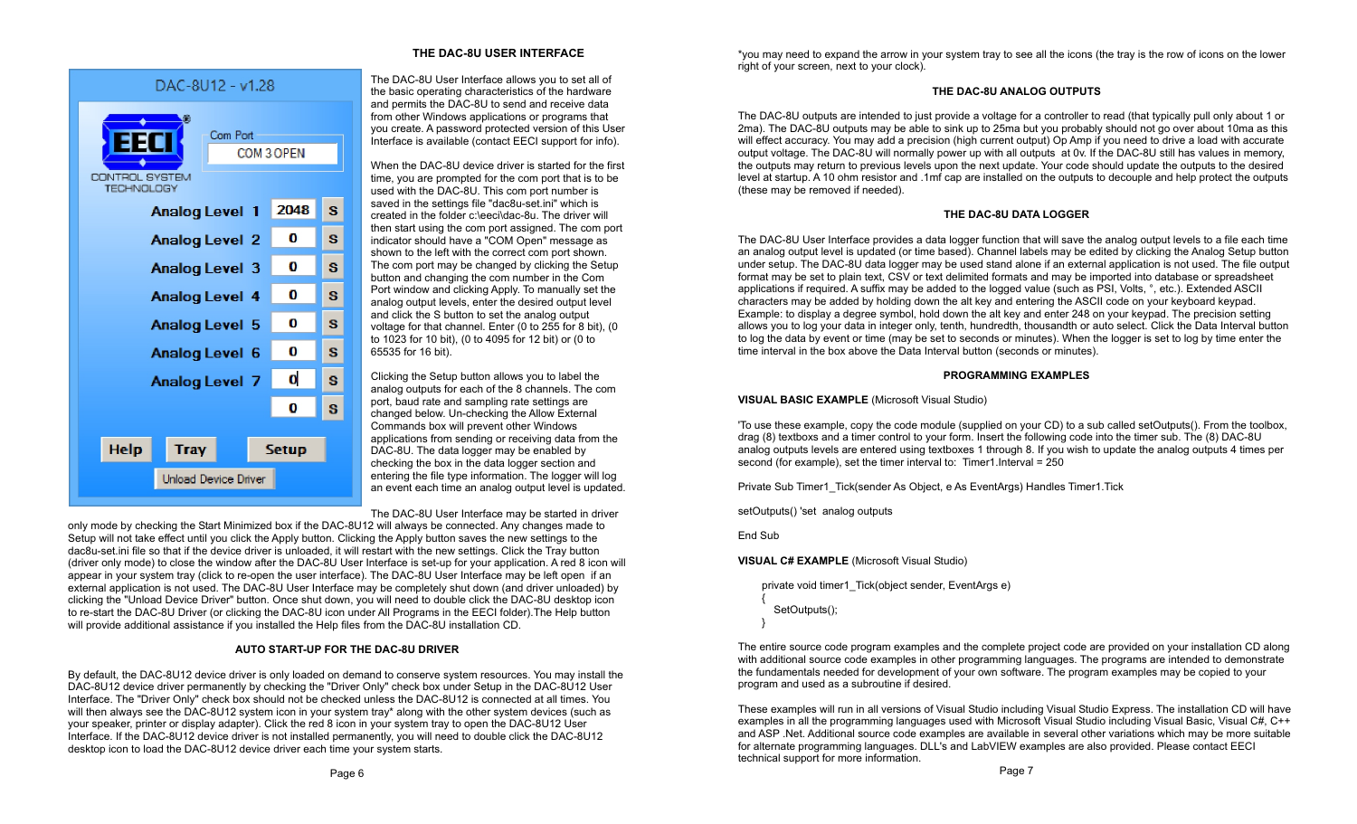## THE DAC-8U USER INTERFACE

The DAC-8U User Interface allows you to set all of the basic operating characteristics of the hardware and permits the DAC-8U to send and receive data from other Windows applications or programs that you create. A password protected version of this User Interface is available (contact EECI support for info).

When the DAC-8U device driver is started for the first time, you are prompted for the com port that is to be used with the DAC-8U. This com port number is saved in the settings file "dac8u-set.ini" which is created in the folder c:\eeci\dac-8u. The driver will then start using the com port assigned. The com port indicator should have a "COM Open" message as shown to the left with the correct com port shown. The com port may be changed by clicking the Setup button and changing the com number in the Com Port window and clicking Apply. To manually set the analog output levels, enter the desired output level and click the S button to set the analog output voltage for that channel. Enter (0 to 255 for 8 bit), (0 to 1023 for 10 bit), (0 to 4095 for 12 bit) or (0 to 65535 for 16 bit).

Clicking the Setup button allows you to label the analog outputs for each of the 8 channels. The com port, baud rate and sampling rate settings are changed below. Un-checking the Allow External Commands box will prevent other Windows applications from sending or receiving data from the DAC-8U. The data logger may be enabled by checking the box in the data logger section and entering the file type information. The logger will log an event each time an analog output level is updated.

The DAC-8U User Interface may be started in driver only mode by checking the Start Minimized box if the DAC-8U12 will always be connected. Any changes made to Setup will not take effect until you click the Apply button. Clicking the Apply button saves the new settings to the dac8u-set.ini file so that if the device driver is unloaded, it will restart with the new settings. Click the Tray button (driver only mode) to close the window after the DAC-8U User Interface is set-up for your application. A red 8 icon will appear in your system tray (click to re-open the user interface). The DAC-8U User Interface may be left open if an external application is not used. The DAC-8U User Interface may be completely shut down (and driver unloaded) by clicking the "Unload Device Driver" button. Once shut down, you will need to double click the DAC-8U desktop icon to re-start the DAC-8U Driver (or clicking the DAC-8U icon under All Programs in the EECI folder).The Help button will provide additional assistance if you installed the Help files from the DAC-8U installation CD.

## AUTO START-UP FOR THE DAC-8U DRIVER

By default, the DAC-8U12 device driver is only loaded on demand to conserve system resources. You may install the DAC-8U12 device driver permanently by checking the "Driver Only" check box under Setup in the DAC-8U12 User Interface. The "Driver Only" check box should not be checked unless the DAC-8U12 is connected at all times. You will then always see the DAC-8U12 system icon in your system tray* along with the other system devices (such as your speaker, printer or display adapter). Click the red 8 icon in your system tray to open the DAC-8U12 User Interface. If the DAC-8U12 device driver is not installed permanently, you will need to double click the DAC-8U12 desktop icon to load the DAC-8U12 device driver each time your system starts.

*you may need to expand the arrow in your system tray to see all the icons (the tray is the row of icons on the lower right of your screen, next to your clock).

## THE DAC-8U ANALOG OUTPUTS

The DAC-8U outputs are intended to just provide a voltage for a controller to read (that typically pull only about 1 or 2ma). The DAC-8U outputs may be able to sink up to 25ma but you probably should not go over about 10ma as this will effect accuracy. You may add a precision (high current output) Op Amp if you need to drive a load with accurate output voltage. The DAC-8U will normally power up with all outputs at 0v. If the DAC-8U still has values in memory, the outputs may return to previous levels upon the next update. Your code should update the outputs to the desired level at startup. A 10 ohm resistor and .1mf cap are installed on the outputs to decouple and help protect the outputs (these may be removed if needed).

## THE DAC-8U DATA LOGGER

The DAC-8U User Interface provides a data logger function that will save the analog output levels to a file each time an analog output level is updated (or time based). Channel labels may be edited by clicking the Analog Setup button under setup. The DAC-8U data logger may be used stand alone if an external application is not used. The file output format may be set to plain text, CSV or text delimited formats and may be imported into database or spreadsheet applications if required. A suffix may be added to the logged value (such as PSI, Volts, °, etc.). Extended ASCII characters may be added by holding down the alt key and entering the ASCII code on your keyboard keypad. Example: to display a degree symbol, hold down the alt key and enter 248 on your keypad. The precision setting allows you to log your data in integer only, tenth, hundredth, thousandth or auto select. Click the Data Interval button to log the data by event or time (may be set to seconds or minutes). When the logger is set to log by time enter the time interval in the box above the Data Interval button (seconds or minutes).

## PROGRAMMING EXAMPLES

**VISUAL BASIC EXAMPLE** (Microsoft Visual Studio)

'To use these example, copy the code module (supplied on your CD) to a sub called setOutputs(). From the toolbox, drag (8) textboxs and a timer control to your form. Insert the following code into the timer sub. The (8) DAC-8U analog outputs levels are entered using textboxes 1 through 8. If you wish to update the analog outputs 4 times per second (for example), set the timer interval to: Timer1.Interval = 250

```
Private Sub Timer1_Tick(sender As Object, e As EventArgs) Handles Timer1.Tick

setOutputs() 'set  analog outputs

End Sub
```

**VISUAL C# EXAMPLE** (Microsoft Visual Studio)

```
private void timer1_Tick(object sender, EventArgs e)
{
    SetOutputs();
}
```

The entire source code program examples and the complete project code are provided on your installation CD along with additional source code examples in other programming languages. The programs are intended to demonstrate the fundamentals needed for development of your own software. The program examples may be copied to your program and used as a subroutine if desired.

These examples will run in all versions of Visual Studio including Visual Studio Express. The installation CD will have examples in all the programming languages used with Microsoft Visual Studio including Visual Basic, Visual C#, C++ and ASP .Net. Additional source code examples are available in several other variations which may be more suitable for alternate programming languages. DLL's and LabVIEW examples are also provided. Please contact EECI technical support for more information.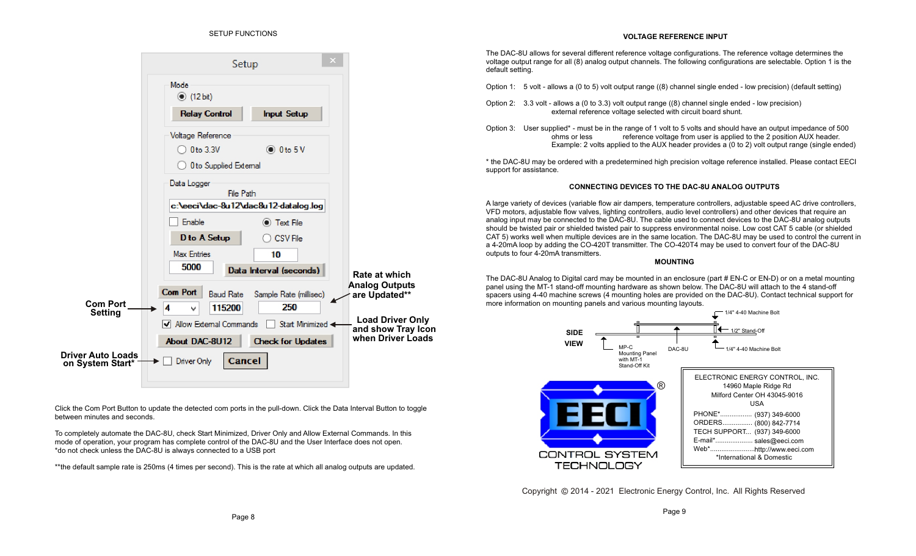## SETUP FUNCTIONS

Setup

Mode
(12 bit)
Relay Control
Input Setup

Voltage Reference
0 to 3.3V
0 to 5 V
0 to Supplied External

Data Logger
File Path
c:\eeci\dac-8u12\dac8u12-datalog.log
Enable
Text File
D to A Setup
CSV File
Max Entries
10
5000
Data Interval (seconds)

Com Port
Baud Rate
Sample Rate (millisec)
4
115200
250
Allow External Commands
Start Minimized
About DAC-8U12
Check for Updates
Driver Only
Cancel

Com Port Setting

Driver Auto Loads on System Start*

Rate at which Analog Outputs are Updated**

Load Driver Only and show Tray Icon when Driver Loads

Click the Com Port Button to update the detected com ports in the pull-down. Click the Data Interval Button to toggle between minutes and seconds.

To completely automate the DAC-8U, check Start Minimized, Driver Only and Allow External Commands. In this mode of operation, your program has complete control of the DAC-8U and the User Interface does not open.
*do not check unless the DAC-8U is always connected to a USB port

**the default sample rate is 250ms (4 times per second). This is the rate at which all analog outputs are updated.

## VOLTAGE REFERENCE INPUT

The DAC-8U allows for several different reference voltage configurations. The reference voltage determines the voltage output range for all (8) analog output channels. The following configurations are selectable. Option 1 is the default setting.

Option 1: 5 volt - allows a (0 to 5) volt output range ((8) channel single ended - low precision) (default setting)

Option 2: 3.3 volt - allows a (0 to 3.3) volt output range ((8) channel single ended - low precision) external reference voltage selected with circuit board shunt.

Option 3: User supplied* - must be in the range of 1 volt to 5 volts and should have an output impedance of 500 ohms or less reference voltage from user is applied to the 2 position AUX header. Example: 2 volts applied to the AUX header provides a (0 to 2) volt output range (single ended)

* the DAC-8U may be ordered with a predetermined high precision voltage reference installed. Please contact EECI support for assistance.

## CONNECTING DEVICES TO THE DAC-8U ANALOG OUTPUTS

A large variety of devices (variable flow air dampers, temperature controllers, adjustable speed AC drive controllers, VFD motors, adjustable flow valves, lighting controllers, audio level controllers) and other devices that require an analog input may be connected to the DAC-8U. The cable used to connect devices to the DAC-8U analog outputs should be twisted pair or shielded twisted pair to suppress environmental noise. Low cost CAT 5 cable (or shielded CAT 5) works well when multiple devices are in the same location. The DAC-8U may be used to control the current in a 4-20mA loop by adding the CO-420T transmitter. The CO-420T4 may be used to convert four of the DAC-8U outputs to four 4-20mA transmitters.

## MOUNTING

The DAC-8U Analog to Digital card may be mounted in an enclosure (part # EN-C or EN-D) or on a metal mounting panel using the MT-1 stand-off mounting hardware as shown below. The DAC-8U will attach to the 4 stand-off spacers using 4-40 machine screws (4 mounting holes are provided on the DAC-8U). Contact technical support for more information on mounting panels and various mounting layouts.

SIDE VIEW
1/4" 4-40 Machine Bolt
1/2" Stand-Off
MP-C Mounting Panel with MT-1 Stand-Off Kit
DAC-8U
1/4" 4-40 Machine Bolt

EECI®
CONTROL SYSTEM TECHNOLOGY

ELECTRONIC ENERGY CONTROL, INC.
14960 Maple Ridge Rd
Milford Center OH 43045-9016
USA

PHONE*................ (937) 349-6000
ORDERS............... (800) 842-7714
TECH SUPPORT... (937) 349-6000
E-mail*.................... sales@eeci.com
Web*........................http://www.eeci.com
*International & Domestic

Copyright © 2014 - 2021 Electronic Energy Control, Inc. All Rights Reserved